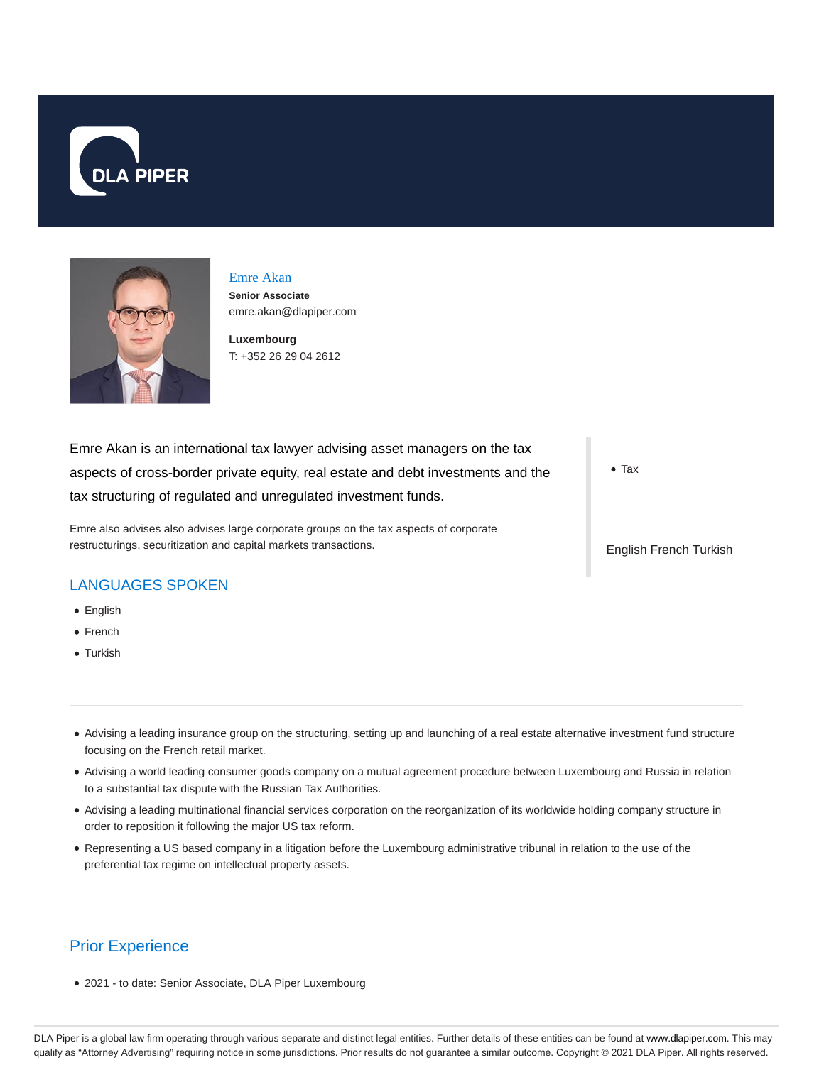# Emre Akan

**Senior Associate**

emre.akan@dlapiper.com

**Luxembourg**

T: +352 26 29 04 2612

Emre Akan is an international tax lawyer advising asset managers on the tax aspects of cross-border private equity, real estate and debt investments and the tax structuring of regulated and unregulated investment funds.

Emre also advises also advises large corporate groups on the tax aspects of corporate restructurings, securitization and capital markets transactions.

- Tax

English French Turkish

## LANGUAGES SPOKEN

- English
- French
- Turkish

---

- Advising a leading insurance group on the structuring, setting up and launching of a real estate alternative investment fund structure focusing on the French retail market.
- Advising a world leading consumer goods company on a mutual agreement procedure between Luxembourg and Russia in relation to a substantial tax dispute with the Russian Tax Authorities.
- Advising a leading multinational financial services corporation on the reorganization of its worldwide holding company structure in order to reposition it following the major US tax reform.
- Representing a US based company in a litigation before the Luxembourg administrative tribunal in relation to the use of the preferential tax regime on intellectual property assets.

---

## Prior Experience

- 2021 - to date: Senior Associate, DLA Piper Luxembourg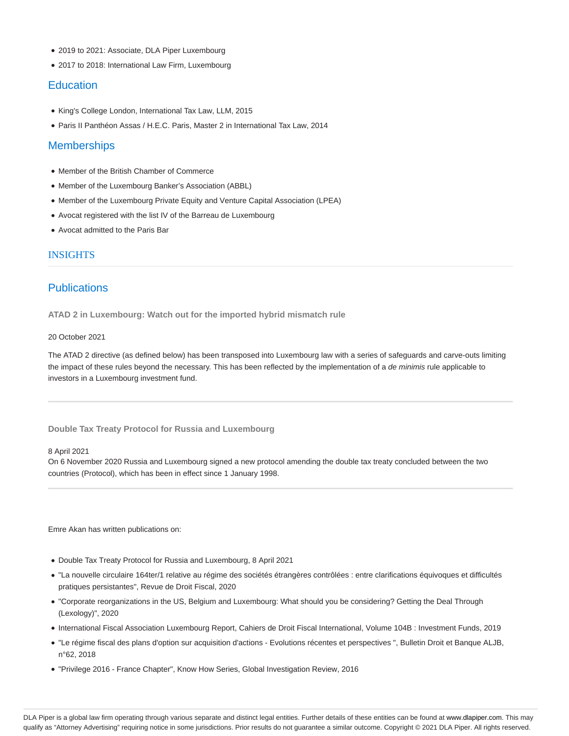- 2019 to 2021: Associate, DLA Piper Luxembourg
- 2017 to 2018: International Law Firm, Luxembourg

## Education

- King's College London, International Tax Law, LLM, 2015
- Paris II Panthéon Assas / H.E.C. Paris, Master 2 in International Tax Law, 2014

## Memberships

- Member of the British Chamber of Commerce
- Member of the Luxembourg Banker's Association (ABBL)
- Member of the Luxembourg Private Equity and Venture Capital Association (LPEA)
- Avocat registered with the list IV of the Barreau de Luxembourg
- Avocat admitted to the Paris Bar

## INSIGHTS

## Publications

### ATAD 2 in Luxembourg: Watch out for the imported hybrid mismatch rule

20 October 2021

The ATAD 2 directive (as defined below) has been transposed into Luxembourg law with a series of safeguards and carve-outs limiting the impact of these rules beyond the necessary. This has been reflected by the implementation of a *de minimis* rule applicable to investors in a Luxembourg investment fund.

---

### Double Tax Treaty Protocol for Russia and Luxembourg

8 April 2021

On 6 November 2020 Russia and Luxembourg signed a new protocol amending the double tax treaty concluded between the two countries (Protocol), which has been in effect since 1 January 1998.

---

Emre Akan has written publications on:

- Double Tax Treaty Protocol for Russia and Luxembourg, 8 April 2021
- "La nouvelle circulaire 164ter/1 relative au régime des sociétés étrangères contrôlées : entre clarifications équivoques et difficultés pratiques persistantes", Revue de Droit Fiscal, 2020
- "Corporate reorganizations in the US, Belgium and Luxembourg: What should you be considering? Getting the Deal Through (Lexology)", 2020
- International Fiscal Association Luxembourg Report, Cahiers de Droit Fiscal International, Volume 104B : Investment Funds, 2019
- "Le régime fiscal des plans d'option sur acquisition d'actions - Evolutions récentes et perspectives ", Bulletin Droit et Banque ALJB, n°62, 2018
- "Privilege 2016 - France Chapter", Know How Series, Global Investigation Review, 2016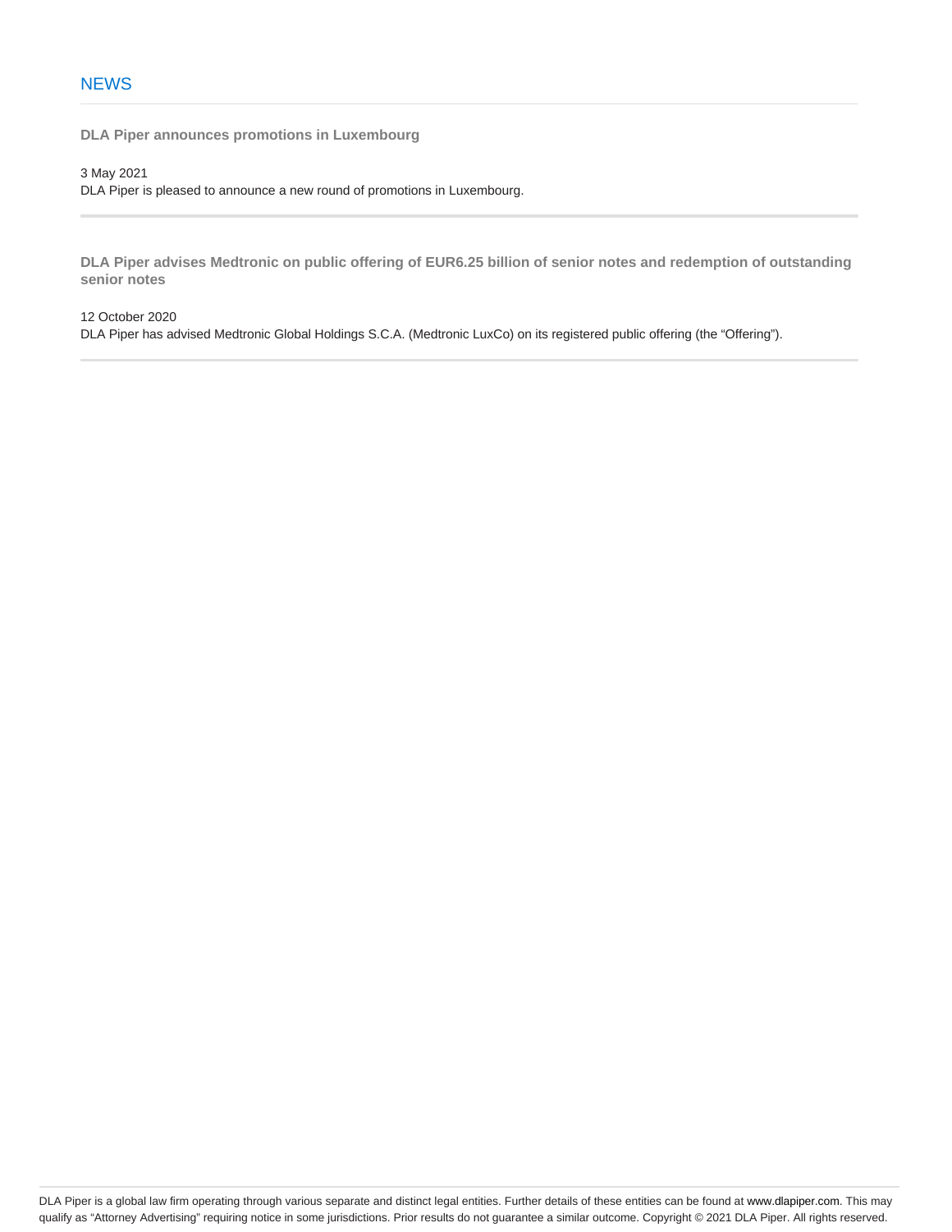## NEWS

**DLA Piper announces promotions in Luxembourg**

3 May 2021
DLA Piper is pleased to announce a new round of promotions in Luxembourg.

**DLA Piper advises Medtronic on public offering of EUR6.25 billion of senior notes and redemption of outstanding senior notes**

12 October 2020
DLA Piper has advised Medtronic Global Holdings S.C.A. (Medtronic LuxCo) on its registered public offering (the "Offering").

DLA Piper is a global law firm operating through various separate and distinct legal entities. Further details of these entities can be found at www.dlapiper.com. This may qualify as "Attorney Advertising" requiring notice in some jurisdictions. Prior results do not guarantee a similar outcome. Copyright © 2021 DLA Piper. All rights reserved.